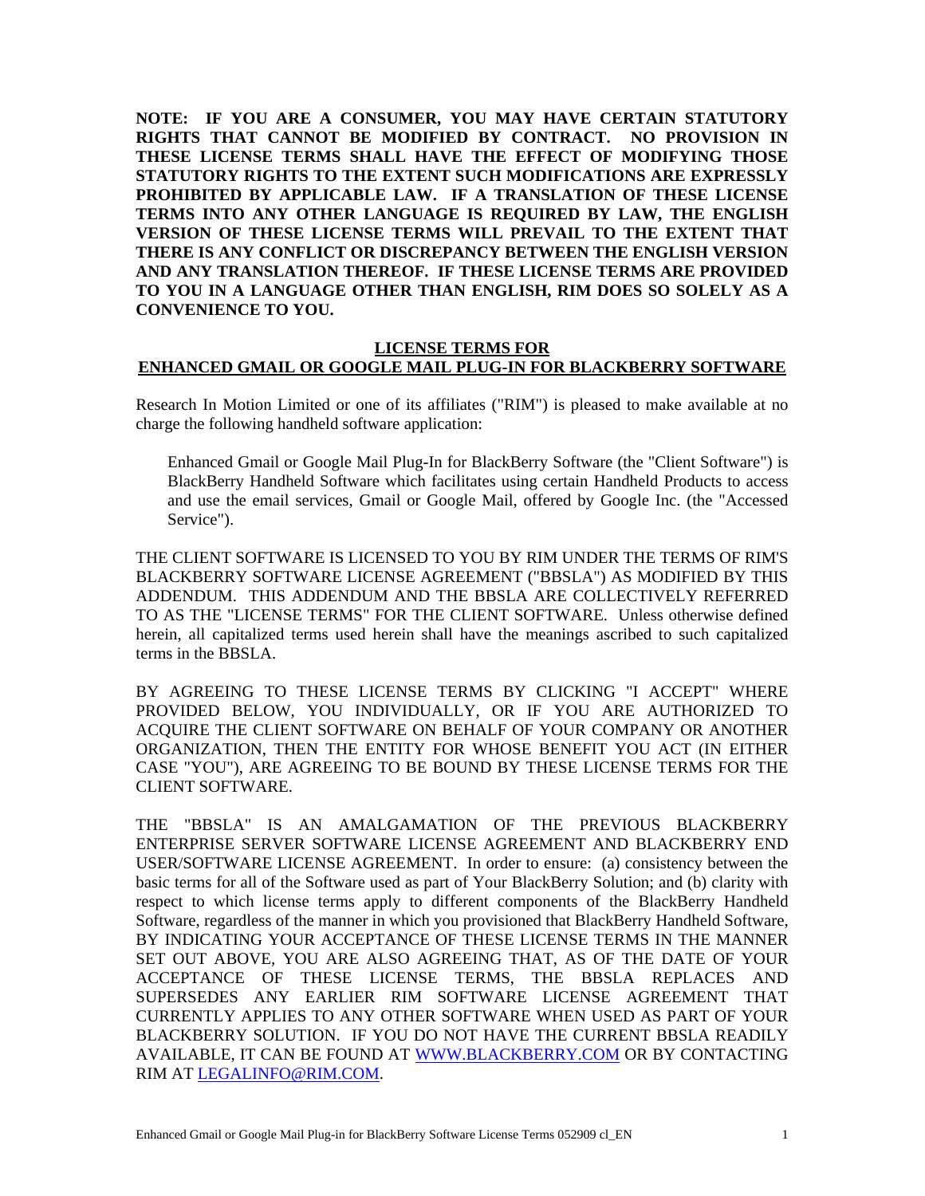**NOTE: IF YOU ARE A CONSUMER, YOU MAY HAVE CERTAIN STATUTORY RIGHTS THAT CANNOT BE MODIFIED BY CONTRACT. NO PROVISION IN THESE LICENSE TERMS SHALL HAVE THE EFFECT OF MODIFYING THOSE STATUTORY RIGHTS TO THE EXTENT SUCH MODIFICATIONS ARE EXPRESSLY PROHIBITED BY APPLICABLE LAW. IF A TRANSLATION OF THESE LICENSE TERMS INTO ANY OTHER LANGUAGE IS REQUIRED BY LAW, THE ENGLISH VERSION OF THESE LICENSE TERMS WILL PREVAIL TO THE EXTENT THAT THERE IS ANY CONFLICT OR DISCREPANCY BETWEEN THE ENGLISH VERSION AND ANY TRANSLATION THEREOF. IF THESE LICENSE TERMS ARE PROVIDED TO YOU IN A LANGUAGE OTHER THAN ENGLISH, RIM DOES SO SOLELY AS A CONVENIENCE TO YOU.**

# LICENSE TERMS FOR ENHANCED GMAIL OR GOOGLE MAIL PLUG-IN FOR BLACKBERRY SOFTWARE

Research In Motion Limited or one of its affiliates ("RIM") is pleased to make available at no charge the following handheld software application:

> Enhanced Gmail or Google Mail Plug-In for BlackBerry Software (the "Client Software") is BlackBerry Handheld Software which facilitates using certain Handheld Products to access and use the email services, Gmail or Google Mail, offered by Google Inc. (the "Accessed Service").

THE CLIENT SOFTWARE IS LICENSED TO YOU BY RIM UNDER THE TERMS OF RIM'S BLACKBERRY SOFTWARE LICENSE AGREEMENT ("BBSLA") AS MODIFIED BY THIS ADDENDUM. THIS ADDENDUM AND THE BBSLA ARE COLLECTIVELY REFERRED TO AS THE "LICENSE TERMS" FOR THE CLIENT SOFTWARE. Unless otherwise defined herein, all capitalized terms used herein shall have the meanings ascribed to such capitalized terms in the BBSLA.

BY AGREEING TO THESE LICENSE TERMS BY CLICKING "I ACCEPT" WHERE PROVIDED BELOW, YOU INDIVIDUALLY, OR IF YOU ARE AUTHORIZED TO ACQUIRE THE CLIENT SOFTWARE ON BEHALF OF YOUR COMPANY OR ANOTHER ORGANIZATION, THEN THE ENTITY FOR WHOSE BENEFIT YOU ACT (IN EITHER CASE "YOU"), ARE AGREEING TO BE BOUND BY THESE LICENSE TERMS FOR THE CLIENT SOFTWARE.

THE "BBSLA" IS AN AMALGAMATION OF THE PREVIOUS BLACKBERRY ENTERPRISE SERVER SOFTWARE LICENSE AGREEMENT AND BLACKBERRY END USER/SOFTWARE LICENSE AGREEMENT. In order to ensure: (a) consistency between the basic terms for all of the Software used as part of Your BlackBerry Solution; and (b) clarity with respect to which license terms apply to different components of the BlackBerry Handheld Software, regardless of the manner in which you provisioned that BlackBerry Handheld Software, BY INDICATING YOUR ACCEPTANCE OF THESE LICENSE TERMS IN THE MANNER SET OUT ABOVE, YOU ARE ALSO AGREEING THAT, AS OF THE DATE OF YOUR ACCEPTANCE OF THESE LICENSE TERMS, THE BBSLA REPLACES AND SUPERSEDES ANY EARLIER RIM SOFTWARE LICENSE AGREEMENT THAT CURRENTLY APPLIES TO ANY OTHER SOFTWARE WHEN USED AS PART OF YOUR BLACKBERRY SOLUTION. IF YOU DO NOT HAVE THE CURRENT BBSLA READILY AVAILABLE, IT CAN BE FOUND AT WWW.BLACKBERRY.COM OR BY CONTACTING RIM AT LEGALINFO@RIM.COM.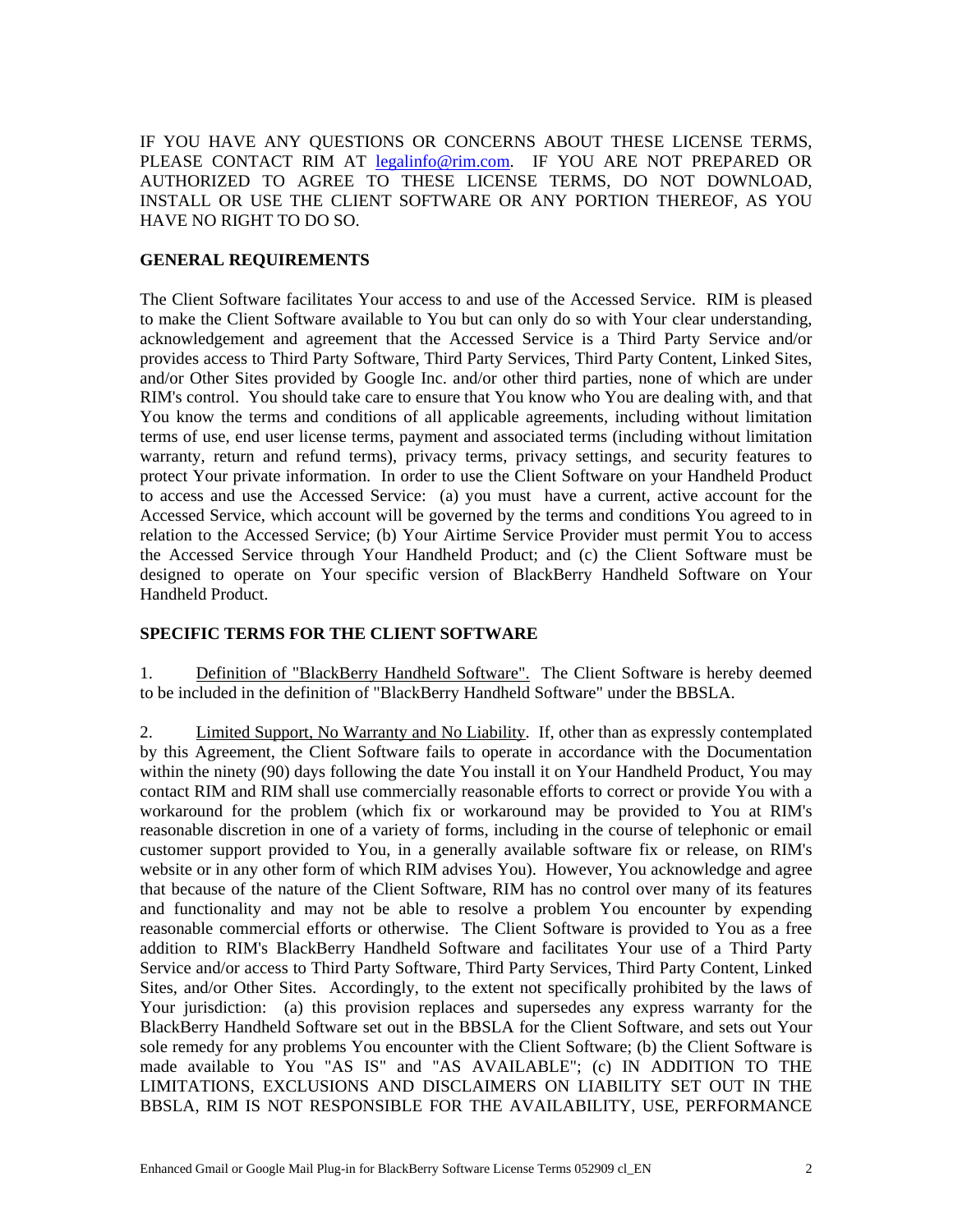IF YOU HAVE ANY QUESTIONS OR CONCERNS ABOUT THESE LICENSE TERMS, PLEASE CONTACT RIM AT legalinfo@rim.com. IF YOU ARE NOT PREPARED OR AUTHORIZED TO AGREE TO THESE LICENSE TERMS, DO NOT DOWNLOAD, INSTALL OR USE THE CLIENT SOFTWARE OR ANY PORTION THEREOF, AS YOU HAVE NO RIGHT TO DO SO.

**GENERAL REQUIREMENTS**

The Client Software facilitates Your access to and use of the Accessed Service. RIM is pleased to make the Client Software available to You but can only do so with Your clear understanding, acknowledgement and agreement that the Accessed Service is a Third Party Service and/or provides access to Third Party Software, Third Party Services, Third Party Content, Linked Sites, and/or Other Sites provided by Google Inc. and/or other third parties, none of which are under RIM's control. You should take care to ensure that You know who You are dealing with, and that You know the terms and conditions of all applicable agreements, including without limitation terms of use, end user license terms, payment and associated terms (including without limitation warranty, return and refund terms), privacy terms, privacy settings, and security features to protect Your private information. In order to use the Client Software on your Handheld Product to access and use the Accessed Service: (a) you must have a current, active account for the Accessed Service, which account will be governed by the terms and conditions You agreed to in relation to the Accessed Service; (b) Your Airtime Service Provider must permit You to access the Accessed Service through Your Handheld Product; and (c) the Client Software must be designed to operate on Your specific version of BlackBerry Handheld Software on Your Handheld Product.

**SPECIFIC TERMS FOR THE CLIENT SOFTWARE**

1. Definition of "BlackBerry Handheld Software". The Client Software is hereby deemed to be included in the definition of "BlackBerry Handheld Software" under the BBSLA.

2. Limited Support, No Warranty and No Liability. If, other than as expressly contemplated by this Agreement, the Client Software fails to operate in accordance with the Documentation within the ninety (90) days following the date You install it on Your Handheld Product, You may contact RIM and RIM shall use commercially reasonable efforts to correct or provide You with a workaround for the problem (which fix or workaround may be provided to You at RIM's reasonable discretion in one of a variety of forms, including in the course of telephonic or email customer support provided to You, in a generally available software fix or release, on RIM's website or in any other form of which RIM advises You). However, You acknowledge and agree that because of the nature of the Client Software, RIM has no control over many of its features and functionality and may not be able to resolve a problem You encounter by expending reasonable commercial efforts or otherwise. The Client Software is provided to You as a free addition to RIM's BlackBerry Handheld Software and facilitates Your use of a Third Party Service and/or access to Third Party Software, Third Party Services, Third Party Content, Linked Sites, and/or Other Sites. Accordingly, to the extent not specifically prohibited by the laws of Your jurisdiction: (a) this provision replaces and supersedes any express warranty for the BlackBerry Handheld Software set out in the BBSLA for the Client Software, and sets out Your sole remedy for any problems You encounter with the Client Software; (b) the Client Software is made available to You "AS IS" and "AS AVAILABLE"; (c) IN ADDITION TO THE LIMITATIONS, EXCLUSIONS AND DISCLAIMERS ON LIABILITY SET OUT IN THE BBSLA, RIM IS NOT RESPONSIBLE FOR THE AVAILABILITY, USE, PERFORMANCE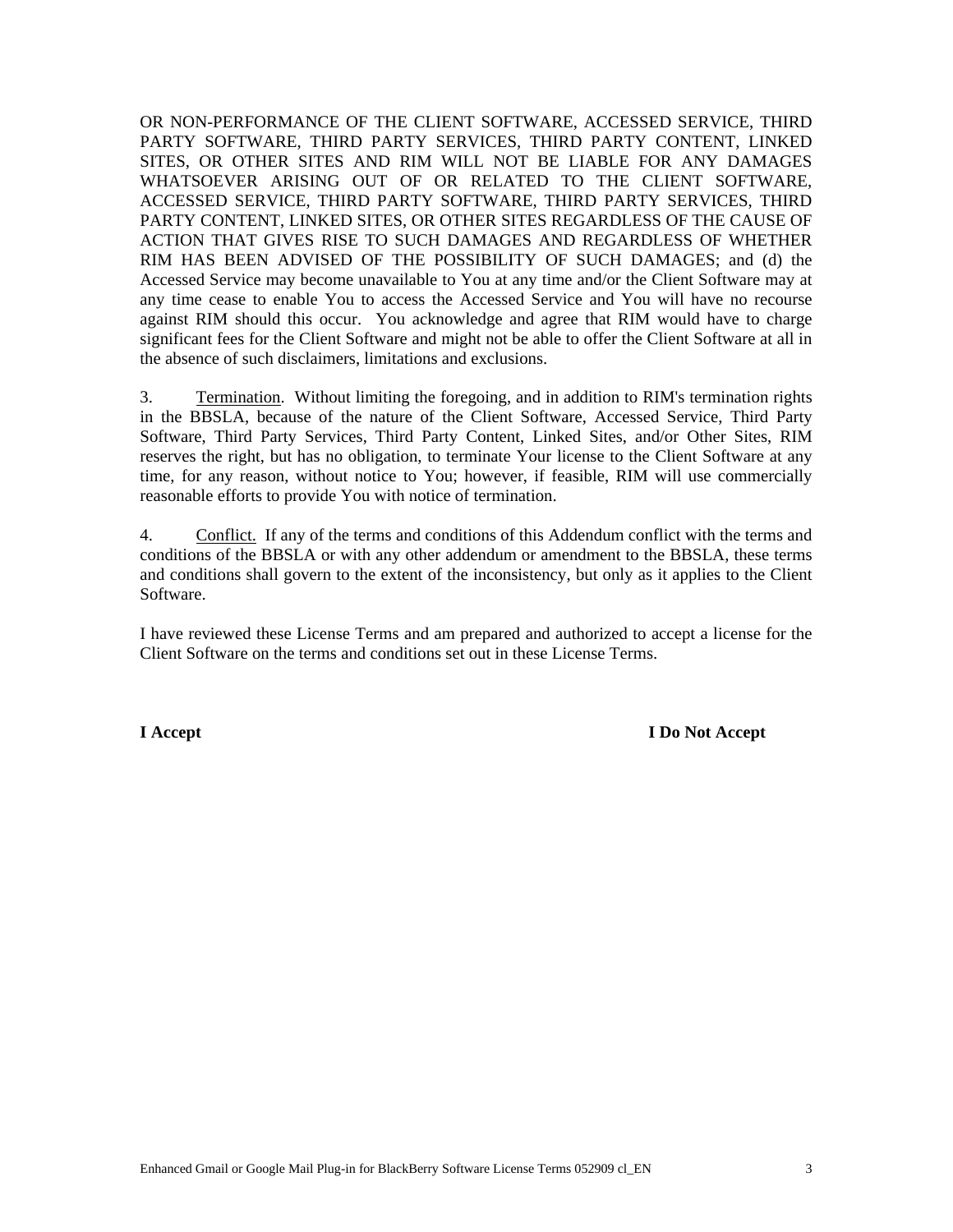OR NON-PERFORMANCE OF THE CLIENT SOFTWARE, ACCESSED SERVICE, THIRD PARTY SOFTWARE, THIRD PARTY SERVICES, THIRD PARTY CONTENT, LINKED SITES, OR OTHER SITES AND RIM WILL NOT BE LIABLE FOR ANY DAMAGES WHATSOEVER ARISING OUT OF OR RELATED TO THE CLIENT SOFTWARE, ACCESSED SERVICE, THIRD PARTY SOFTWARE, THIRD PARTY SERVICES, THIRD PARTY CONTENT, LINKED SITES, OR OTHER SITES REGARDLESS OF THE CAUSE OF ACTION THAT GIVES RISE TO SUCH DAMAGES AND REGARDLESS OF WHETHER RIM HAS BEEN ADVISED OF THE POSSIBILITY OF SUCH DAMAGES; and (d) the Accessed Service may become unavailable to You at any time and/or the Client Software may at any time cease to enable You to access the Accessed Service and You will have no recourse against RIM should this occur. You acknowledge and agree that RIM would have to charge significant fees for the Client Software and might not be able to offer the Client Software at all in the absence of such disclaimers, limitations and exclusions.

3. Termination. Without limiting the foregoing, and in addition to RIM's termination rights in the BBSLA, because of the nature of the Client Software, Accessed Service, Third Party Software, Third Party Services, Third Party Content, Linked Sites, and/or Other Sites, RIM reserves the right, but has no obligation, to terminate Your license to the Client Software at any time, for any reason, without notice to You; however, if feasible, RIM will use commercially reasonable efforts to provide You with notice of termination.

4. Conflict. If any of the terms and conditions of this Addendum conflict with the terms and conditions of the BBSLA or with any other addendum or amendment to the BBSLA, these terms and conditions shall govern to the extent of the inconsistency, but only as it applies to the Client Software.

I have reviewed these License Terms and am prepared and authorized to accept a license for the Client Software on the terms and conditions set out in these License Terms.

**I Accept** **I Do Not Accept**